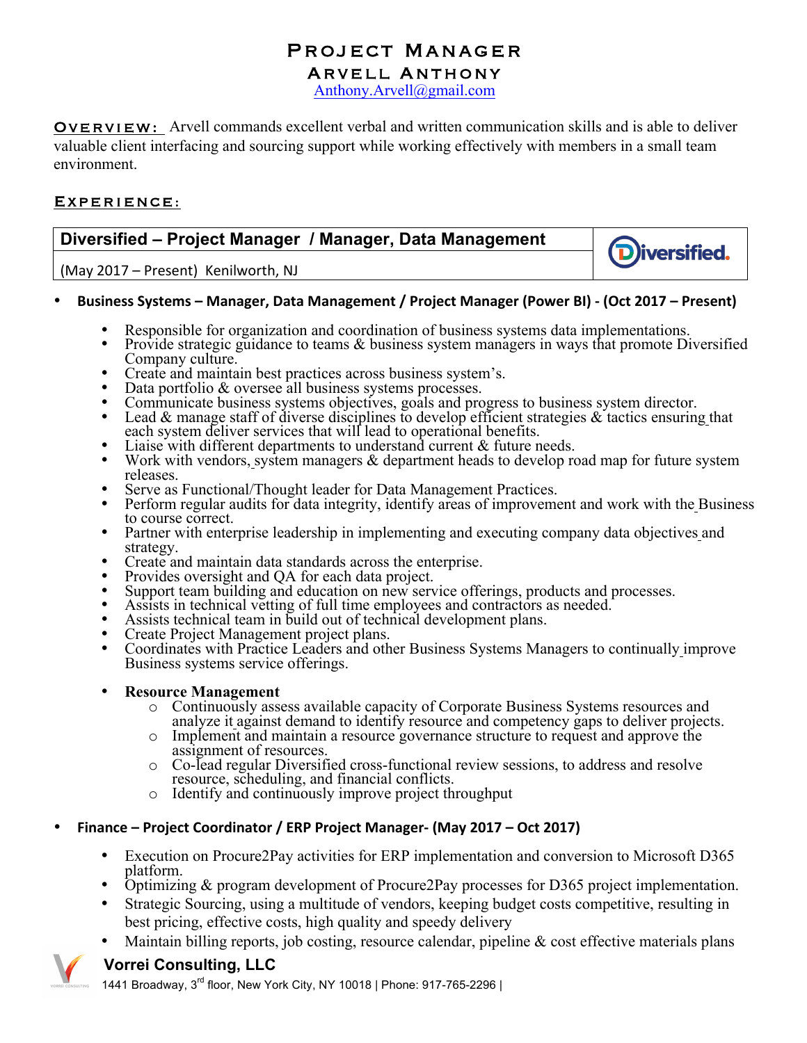# Project Manager

## Arvell Anthony

Anthony.Arvell@gmail.com

**Overview:** Arvell commands excellent verbal and written communication skills and is able to deliver valuable client interfacing and sourcing support while working effectively with members in a small team environment.

## Experience:

| **Diversified – Project Manager / Manager, Data Management** | Diversified. |
| --- | --- |
| (May 2017 – Present) Kenilworth, NJ | |

- **Business Systems – Manager, Data Management / Project Manager (Power BI) - (Oct 2017 – Present)**
    - Responsible for organization and coordination of business systems data implementations.
    - Provide strategic guidance to teams & business system managers in ways that promote Diversified Company culture.
    - Create and maintain best practices across business system's.
    - Data portfolio & oversee all business systems processes.
    - Communicate business systems objectives, goals and progress to business system director.
    - Lead & manage staff of diverse disciplines to develop efficient strategies & tactics ensuring that each system deliver services that will lead to operational benefits.
    - Liaise with different departments to understand current & future needs.
    - Work with vendors, system managers & department heads to develop road map for future system releases.
    - Serve as Functional/Thought leader for Data Management Practices.
    - Perform regular audits for data integrity, identify areas of improvement and work with the Business to course correct.
    - Partner with enterprise leadership in implementing and executing company data objectives and strategy.
    - Create and maintain data standards across the enterprise.
    - Provides oversight and QA for each data project.
    - Support team building and education on new service offerings, products and processes.
    - Assists in technical vetting of full time employees and contractors as needed.
    - Assists technical team in build out of technical development plans.
    - Create Project Management project plans.
    - Coordinates with Practice Leaders and other Business Systems Managers to continually improve Business systems service offerings.
    - **Resource Management**
        - Continuously assess available capacity of Corporate Business Systems resources and analyze it against demand to identify resource and competency gaps to deliver projects.
        - Implement and maintain a resource governance structure to request and approve the assignment of resources.
        - Co-lead regular Diversified cross-functional review sessions, to address and resolve resource, scheduling, and financial conflicts.
        - Identify and continuously improve project throughput

- **Finance – Project Coordinator / ERP Project Manager- (May 2017 – Oct 2017)**
    - Execution on Procure2Pay activities for ERP implementation and conversion to Microsoft D365 platform.
    - Optimizing & program development of Procure2Pay processes for D365 project implementation.
    - Strategic Sourcing, using a multitude of vendors, keeping budget costs competitive, resulting in best pricing, effective costs, high quality and speedy delivery
    - Maintain billing reports, job costing, resource calendar, pipeline & cost effective materials plans

**Vorrei Consulting, LLC**
1441 Broadway, 3rd floor, New York City, NY 10018 | Phone: 917-765-2296 |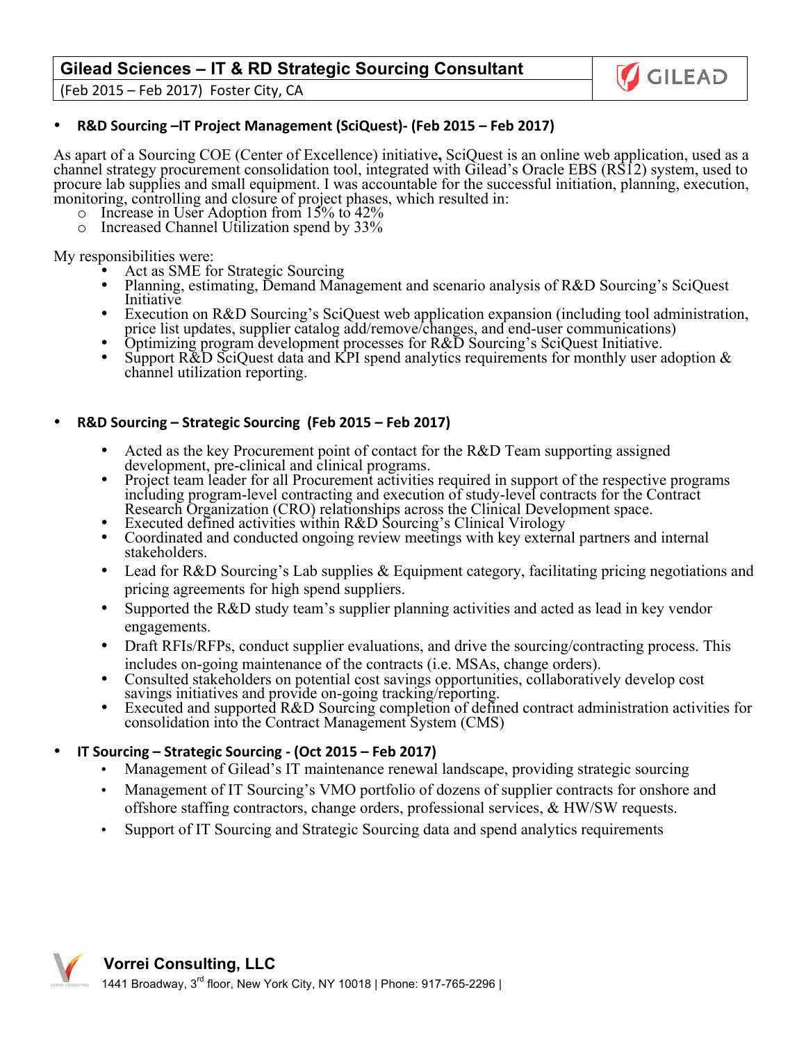## Gilead Sciences – IT & RD Strategic Sourcing Consultant

(Feb 2015 – Feb 2017) Foster City, CA

- **R&D Sourcing –IT Project Management (SciQuest)- (Feb 2015 – Feb 2017)**

As apart of a Sourcing COE (Center of Excellence) initiative**,** SciQuest is an online web application, used as a channel strategy procurement consolidation tool, integrated with Gilead's Oracle EBS (RS12) system, used to procure lab supplies and small equipment. I was accountable for the successful initiation, planning, execution, monitoring, controlling and closure of project phases, which resulted in:

- Increase in User Adoption from 15% to 42%
- Increased Channel Utilization spend by 33%

My responsibilities were:

- Act as SME for Strategic Sourcing
- Planning, estimating, Demand Management and scenario analysis of R&D Sourcing's SciQuest Initiative
- Execution on R&D Sourcing's SciQuest web application expansion (including tool administration, price list updates, supplier catalog add/remove/changes, and end-user communications)
- Optimizing program development processes for R&D Sourcing's SciQuest Initiative.
- Support R&D SciQuest data and KPI spend analytics requirements for monthly user adoption & channel utilization reporting.

- **R&D Sourcing – Strategic Sourcing (Feb 2015 – Feb 2017)**

  - Acted as the key Procurement point of contact for the R&D Team supporting assigned development, pre-clinical and clinical programs.
  - Project team leader for all Procurement activities required in support of the respective programs including program-level contracting and execution of study-level contracts for the Contract Research Organization (CRO) relationships across the Clinical Development space.
  - Executed defined activities within R&D Sourcing's Clinical Virology
  - Coordinated and conducted ongoing review meetings with key external partners and internal stakeholders.
  - Lead for R&D Sourcing's Lab supplies & Equipment category, facilitating pricing negotiations and pricing agreements for high spend suppliers.
  - Supported the R&D study team's supplier planning activities and acted as lead in key vendor engagements.
  - Draft RFIs/RFPs, conduct supplier evaluations, and drive the sourcing/contracting process. This includes on-going maintenance of the contracts (i.e. MSAs, change orders).
  - Consulted stakeholders on potential cost savings opportunities, collaboratively develop cost savings initiatives and provide on-going tracking/reporting.
  - Executed and supported R&D Sourcing completion of defined contract administration activities for consolidation into the Contract Management System (CMS)

- **IT Sourcing – Strategic Sourcing - (Oct 2015 – Feb 2017)**

  - Management of Gilead's IT maintenance renewal landscape, providing strategic sourcing
  - Management of IT Sourcing's VMO portfolio of dozens of supplier contracts for onshore and offshore staffing contractors, change orders, professional services, & HW/SW requests.
  - Support of IT Sourcing and Strategic Sourcing data and spend analytics requirements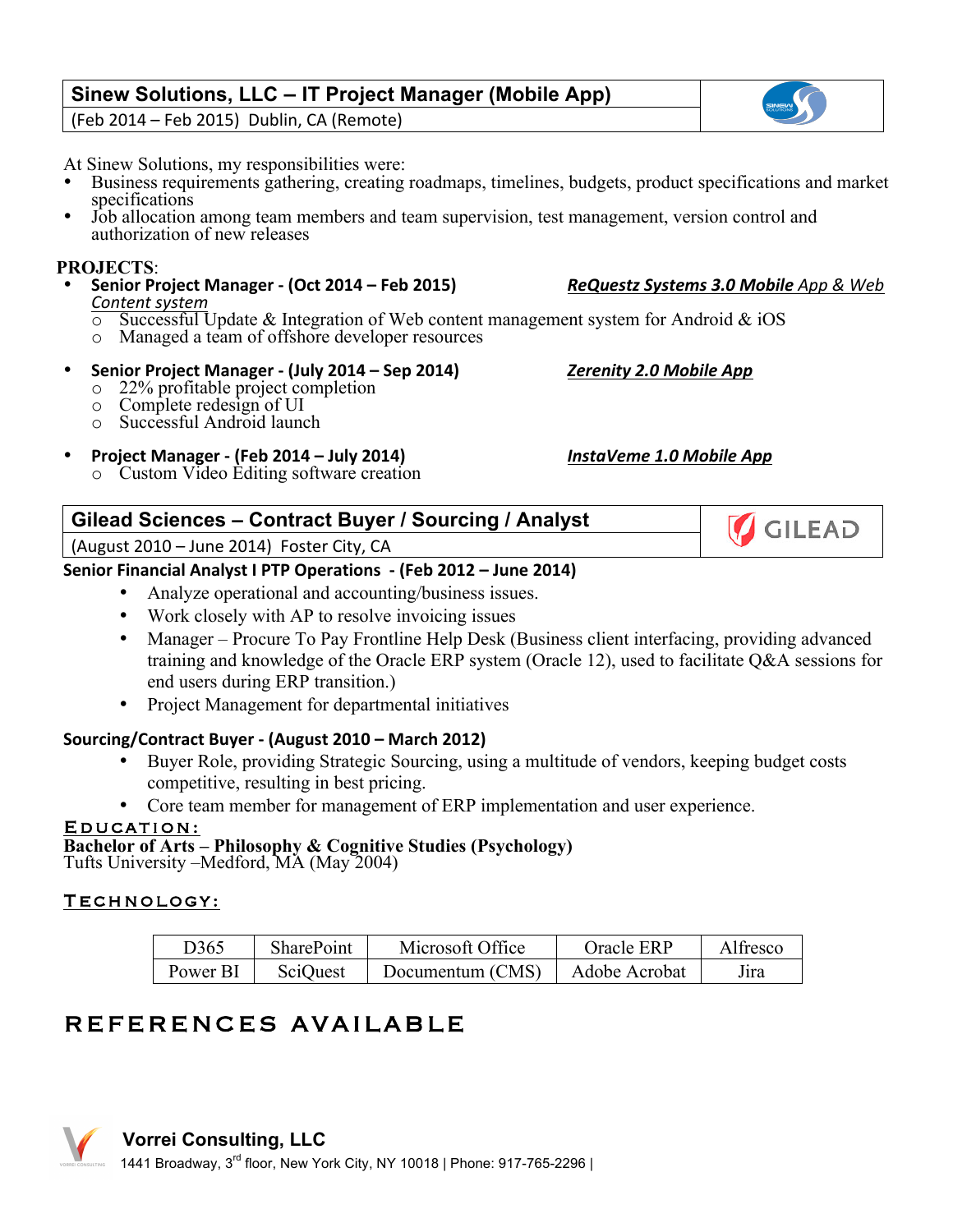## Sinew Solutions, LLC – IT Project Manager (Mobile App)

(Feb 2014 – Feb 2015) Dublin, CA (Remote)

At Sinew Solutions, my responsibilities were:

- Business requirements gathering, creating roadmaps, timelines, budgets, product specifications and market specifications
- Job allocation among team members and team supervision, test management, version control and authorization of new releases

**PROJECTS**:

- **Senior Project Manager - (Oct 2014 – Feb 2015)** ***ReQuestz Systems 3.0 Mobile** App & Web Content system*
  - Successful Update & Integration of Web content management system for Android & iOS
  - Managed a team of offshore developer resources

- **Senior Project Manager - (July 2014 – Sep 2014)** ***Zerenity 2.0 Mobile App***
  - 22% profitable project completion
  - Complete redesign of UI
  - Successful Android launch

- **Project Manager - (Feb 2014 – July 2014)** ***InstaVeme 1.0 Mobile App***
  - Custom Video Editing software creation

## Gilead Sciences – Contract Buyer / Sourcing / Analyst

(August 2010 – June 2014) Foster City, CA

**Senior Financial Analyst I PTP Operations - (Feb 2012 – June 2014)**

- Analyze operational and accounting/business issues.
- Work closely with AP to resolve invoicing issues
- Manager – Procure To Pay Frontline Help Desk (Business client interfacing, providing advanced training and knowledge of the Oracle ERP system (Oracle 12), used to facilitate Q&A sessions for end users during ERP transition.)
- Project Management for departmental initiatives

**Sourcing/Contract Buyer - (August 2010 – March 2012)**

- Buyer Role, providing Strategic Sourcing, using a multitude of vendors, keeping budget costs competitive, resulting in best pricing.
- Core team member for management of ERP implementation and user experience.

## EDUCATION:

**Bachelor of Arts – Philosophy & Cognitive Studies (Psychology)**
Tufts University –Medford, MA (May 2004)

## TECHNOLOGY:

| | | | | |
|---|---|---|---|---|
| D365 | SharePoint | Microsoft Office | Oracle ERP | Alfresco |
| Power BI | SciQuest | Documentum (CMS) | Adobe Acrobat | Jira |

# REFERENCES AVAILABLE

**Vorrei Consulting, LLC**
1441 Broadway, 3rd floor, New York City, NY 10018 | Phone: 917-765-2296 |